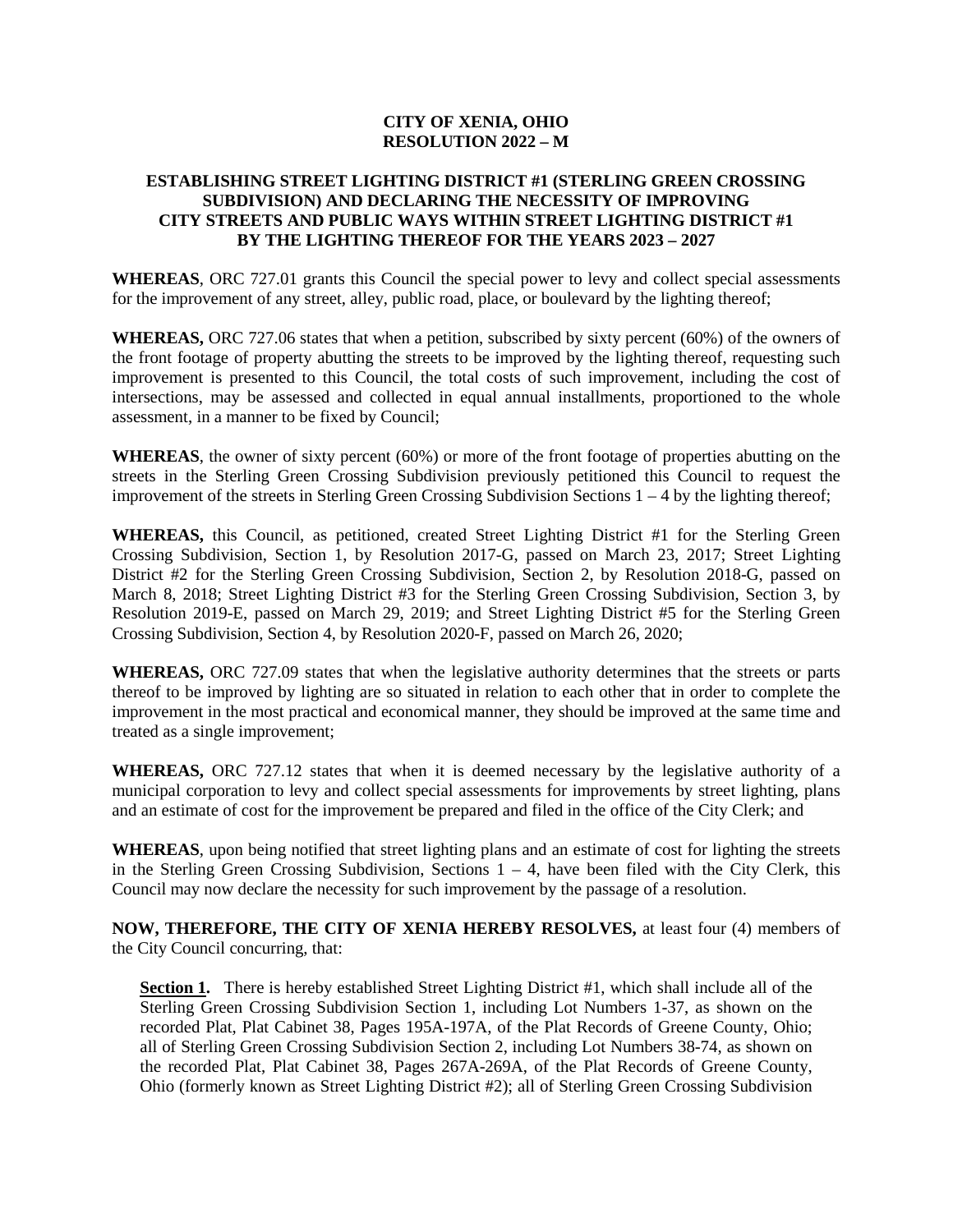# CITY OF XENIA, OHIO
# RESOLUTION 2022 – M

## ESTABLISHING STREET LIGHTING DISTRICT #1 (STERLING GREEN CROSSING SUBDIVISION) AND DECLARING THE NECESSITY OF IMPROVING CITY STREETS AND PUBLIC WAYS WITHIN STREET LIGHTING DISTRICT #1 BY THE LIGHTING THEREOF FOR THE YEARS 2023 – 2027

**WHEREAS**, ORC 727.01 grants this Council the special power to levy and collect special assessments for the improvement of any street, alley, public road, place, or boulevard by the lighting thereof;

**WHEREAS,** ORC 727.06 states that when a petition, subscribed by sixty percent (60%) of the owners of the front footage of property abutting the streets to be improved by the lighting thereof, requesting such improvement is presented to this Council, the total costs of such improvement, including the cost of intersections, may be assessed and collected in equal annual installments, proportioned to the whole assessment, in a manner to be fixed by Council;

**WHEREAS**, the owner of sixty percent (60%) or more of the front footage of properties abutting on the streets in the Sterling Green Crossing Subdivision previously petitioned this Council to request the improvement of the streets in Sterling Green Crossing Subdivision Sections 1 – 4 by the lighting thereof;

**WHEREAS,** this Council, as petitioned, created Street Lighting District #1 for the Sterling Green Crossing Subdivision, Section 1, by Resolution 2017-G, passed on March 23, 2017; Street Lighting District #2 for the Sterling Green Crossing Subdivision, Section 2, by Resolution 2018-G, passed on March 8, 2018; Street Lighting District #3 for the Sterling Green Crossing Subdivision, Section 3, by Resolution 2019-E, passed on March 29, 2019; and Street Lighting District #5 for the Sterling Green Crossing Subdivision, Section 4, by Resolution 2020-F, passed on March 26, 2020;

**WHEREAS,** ORC 727.09 states that when the legislative authority determines that the streets or parts thereof to be improved by lighting are so situated in relation to each other that in order to complete the improvement in the most practical and economical manner, they should be improved at the same time and treated as a single improvement;

**WHEREAS,** ORC 727.12 states that when it is deemed necessary by the legislative authority of a municipal corporation to levy and collect special assessments for improvements by street lighting, plans and an estimate of cost for the improvement be prepared and filed in the office of the City Clerk; and

**WHEREAS**, upon being notified that street lighting plans and an estimate of cost for lighting the streets in the Sterling Green Crossing Subdivision, Sections 1 – 4, have been filed with the City Clerk, this Council may now declare the necessity for such improvement by the passage of a resolution.

**NOW, THEREFORE, THE CITY OF XENIA HEREBY RESOLVES,** at least four (4) members of the City Council concurring, that:

**Section 1.** There is hereby established Street Lighting District #1, which shall include all of the Sterling Green Crossing Subdivision Section 1, including Lot Numbers 1-37, as shown on the recorded Plat, Plat Cabinet 38, Pages 195A-197A, of the Plat Records of Greene County, Ohio; all of Sterling Green Crossing Subdivision Section 2, including Lot Numbers 38-74, as shown on the recorded Plat, Plat Cabinet 38, Pages 267A-269A, of the Plat Records of Greene County, Ohio (formerly known as Street Lighting District #2); all of Sterling Green Crossing Subdivision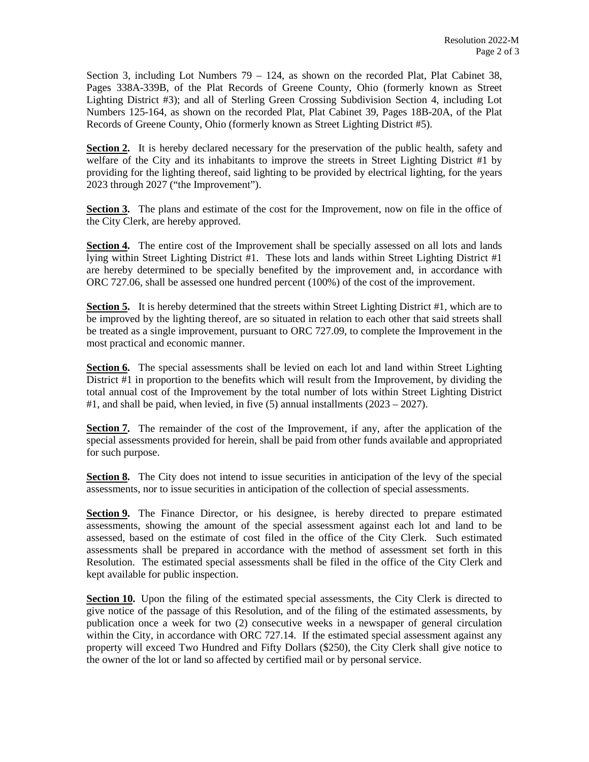Section 3, including Lot Numbers 79 – 124, as shown on the recorded Plat, Plat Cabinet 38, Pages 338A-339B, of the Plat Records of Greene County, Ohio (formerly known as Street Lighting District #3); and all of Sterling Green Crossing Subdivision Section 4, including Lot Numbers 125-164, as shown on the recorded Plat, Plat Cabinet 39, Pages 18B-20A, of the Plat Records of Greene County, Ohio (formerly known as Street Lighting District #5).

**Section 2.** It is hereby declared necessary for the preservation of the public health, safety and welfare of the City and its inhabitants to improve the streets in Street Lighting District #1 by providing for the lighting thereof, said lighting to be provided by electrical lighting, for the years 2023 through 2027 ("the Improvement").

**Section 3.** The plans and estimate of the cost for the Improvement, now on file in the office of the City Clerk, are hereby approved.

**Section 4.** The entire cost of the Improvement shall be specially assessed on all lots and lands lying within Street Lighting District #1. These lots and lands within Street Lighting District #1 are hereby determined to be specially benefited by the improvement and, in accordance with ORC 727.06, shall be assessed one hundred percent (100%) of the cost of the improvement.

**Section 5.** It is hereby determined that the streets within Street Lighting District #1, which are to be improved by the lighting thereof, are so situated in relation to each other that said streets shall be treated as a single improvement, pursuant to ORC 727.09, to complete the Improvement in the most practical and economic manner.

**Section 6.** The special assessments shall be levied on each lot and land within Street Lighting District #1 in proportion to the benefits which will result from the Improvement, by dividing the total annual cost of the Improvement by the total number of lots within Street Lighting District #1, and shall be paid, when levied, in five (5) annual installments (2023 – 2027).

**Section 7.** The remainder of the cost of the Improvement, if any, after the application of the special assessments provided for herein, shall be paid from other funds available and appropriated for such purpose.

**Section 8.** The City does not intend to issue securities in anticipation of the levy of the special assessments, nor to issue securities in anticipation of the collection of special assessments.

**Section 9.** The Finance Director, or his designee, is hereby directed to prepare estimated assessments, showing the amount of the special assessment against each lot and land to be assessed, based on the estimate of cost filed in the office of the City Clerk. Such estimated assessments shall be prepared in accordance with the method of assessment set forth in this Resolution. The estimated special assessments shall be filed in the office of the City Clerk and kept available for public inspection.

**Section 10.** Upon the filing of the estimated special assessments, the City Clerk is directed to give notice of the passage of this Resolution, and of the filing of the estimated assessments, by publication once a week for two (2) consecutive weeks in a newspaper of general circulation within the City, in accordance with ORC 727.14. If the estimated special assessment against any property will exceed Two Hundred and Fifty Dollars ($250), the City Clerk shall give notice to the owner of the lot or land so affected by certified mail or by personal service.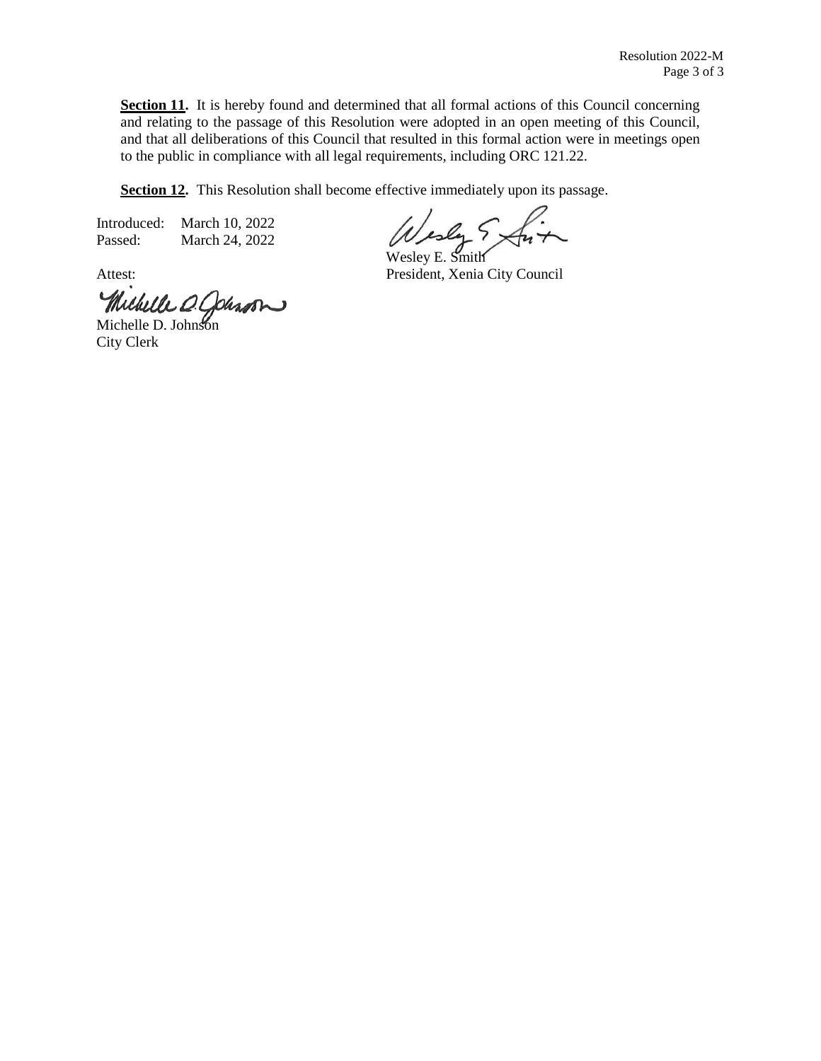**Section 11.** It is hereby found and determined that all formal actions of this Council concerning and relating to the passage of this Resolution were adopted in an open meeting of this Council, and that all deliberations of this Council that resulted in this formal action were in meetings open to the public in compliance with all legal requirements, including ORC 121.22.

**Section 12.** This Resolution shall become effective immediately upon its passage.

Introduced: March 10, 2022
Passed: March 24, 2022

Wesley E. Smith
President, Xenia City Council

Attest:

Michelle D. Johnson
City Clerk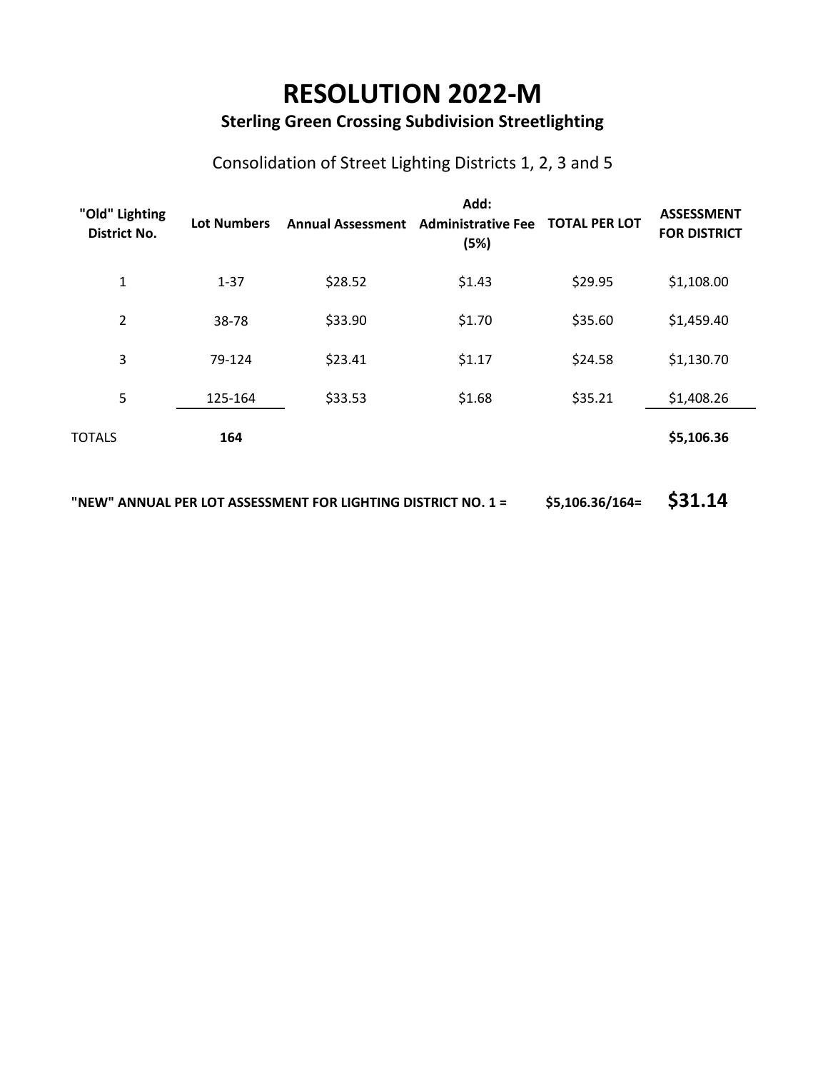# RESOLUTION 2022-M

### Sterling Green Crossing Subdivision Streetlighting

Consolidation of Street Lighting Districts 1, 2, 3 and 5

| "Old" Lighting District No. | Lot Numbers | Annual Assessment | Add: Administrative Fee (5%) | TOTAL PER LOT | ASSESSMENT FOR DISTRICT |
|---|---|---|---|---|---|
| 1 | 1-37 | $28.52 | $1.43 | $29.95 | $1,108.00 |
| 2 | 38-78 | $33.90 | $1.70 | $35.60 | $1,459.40 |
| 3 | 79-124 | $23.41 | $1.17 | $24.58 | $1,130.70 |
| 5 | 125-164 | $33.53 | $1.68 | $35.21 | $1,408.26 |
| TOTALS | **164** | | | | **$5,106.36** |

**"NEW" ANNUAL PER LOT ASSESSMENT FOR LIGHTING DISTRICT NO. 1 = $5,106.36/164= $31.14**